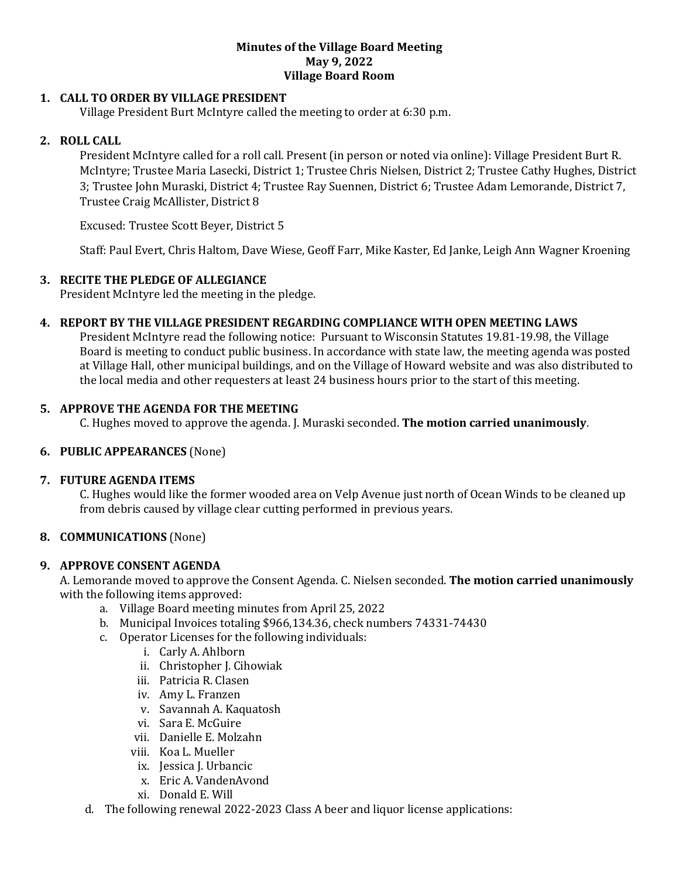**Minutes of the Village Board Meeting**
**May 9, 2022**
**Village Board Room**

1. **CALL TO ORDER BY VILLAGE PRESIDENT**
   Village President Burt McIntyre called the meeting to order at 6:30 p.m.

2. **ROLL CALL**
   President McIntyre called for a roll call. Present (in person or noted via online): Village President Burt R. McIntyre; Trustee Maria Lasecki, District 1; Trustee Chris Nielsen, District 2; Trustee Cathy Hughes, District 3; Trustee John Muraski, District 4; Trustee Ray Suennen, District 6; Trustee Adam Lemorande, District 7, Trustee Craig McAllister, District 8

   Excused: Trustee Scott Beyer, District 5

   Staff: Paul Evert, Chris Haltom, Dave Wiese, Geoff Farr, Mike Kaster, Ed Janke, Leigh Ann Wagner Kroening

3. **RECITE THE PLEDGE OF ALLEGIANCE**
   President McIntyre led the meeting in the pledge.

4. **REPORT BY THE VILLAGE PRESIDENT REGARDING COMPLIANCE WITH OPEN MEETING LAWS**
   President McIntyre read the following notice: Pursuant to Wisconsin Statutes 19.81-19.98, the Village Board is meeting to conduct public business. In accordance with state law, the meeting agenda was posted at Village Hall, other municipal buildings, and on the Village of Howard website and was also distributed to the local media and other requesters at least 24 business hours prior to the start of this meeting.

5. **APPROVE THE AGENDA FOR THE MEETING**
   C. Hughes moved to approve the agenda. J. Muraski seconded. **The motion carried unanimously**.

6. **PUBLIC APPEARANCES** (None)

7. **FUTURE AGENDA ITEMS**
   C. Hughes would like the former wooded area on Velp Avenue just north of Ocean Winds to be cleaned up from debris caused by village clear cutting performed in previous years.

8. **COMMUNICATIONS** (None)

9. **APPROVE CONSENT AGENDA**
   A. Lemorande moved to approve the Consent Agenda. C. Nielsen seconded. **The motion carried unanimously** with the following items approved:
   a. Village Board meeting minutes from April 25, 2022
   b. Municipal Invoices totaling $966,134.36, check numbers 74331-74430
   c. Operator Licenses for the following individuals:
      i. Carly A. Ahlborn
      ii. Christopher J. Cihowiak
      iii. Patricia R. Clasen
      iv. Amy L. Franzen
      v. Savannah A. Kaquatosh
      vi. Sara E. McGuire
      vii. Danielle E. Molzahn
      viii. Koa L. Mueller
      ix. Jessica J. Urbancic
      x. Eric A. VandenAvond
      xi. Donald E. Will
   d. The following renewal 2022-2023 Class A beer and liquor license applications: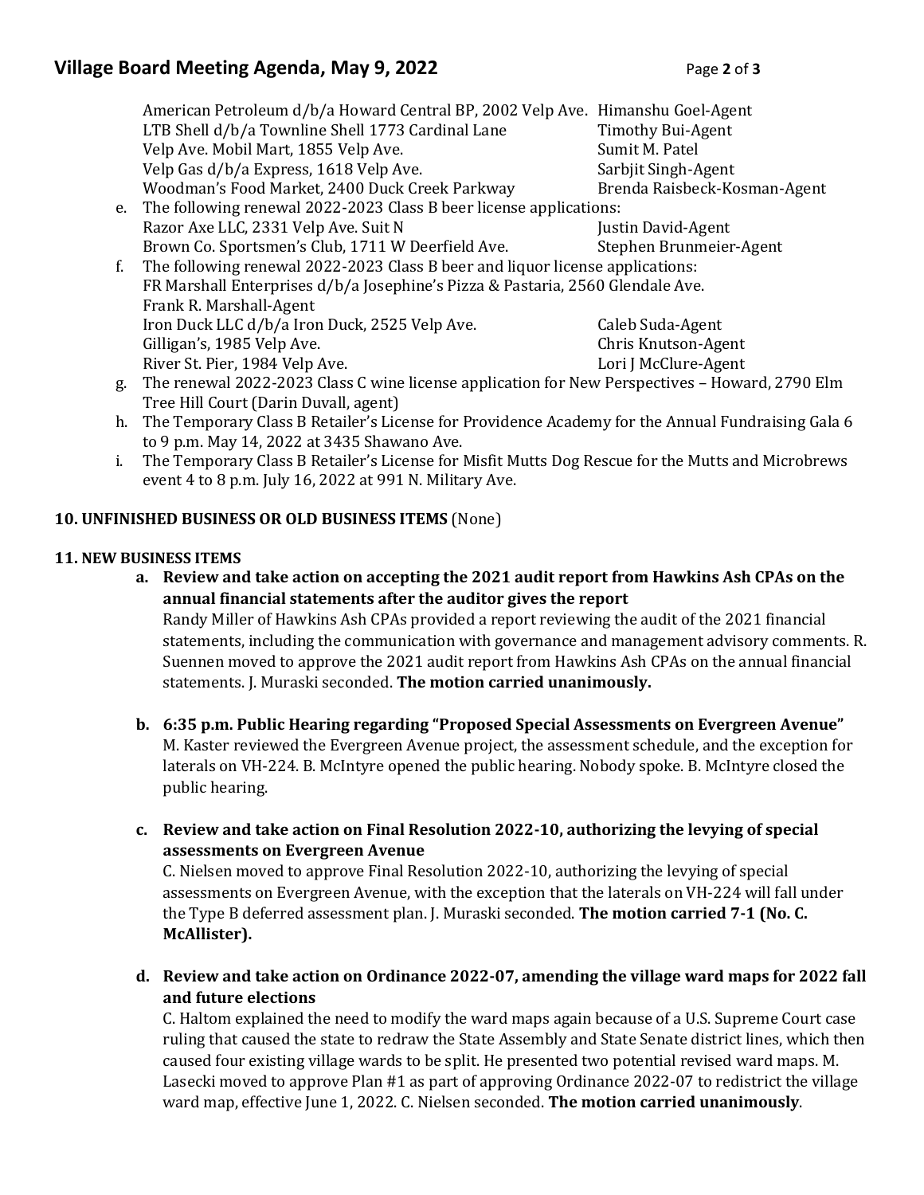American Petroleum d/b/a Howard Central BP, 2002 Velp Ave. Himanshu Goel-Agent
LTB Shell d/b/a Townline Shell 1773 Cardinal Lane Timothy Bui-Agent
Velp Ave. Mobil Mart, 1855 Velp Ave. Sumit M. Patel
Velp Gas d/b/a Express, 1618 Velp Ave. Sarbjit Singh-Agent
Woodman's Food Market, 2400 Duck Creek Parkway Brenda Raisbeck-Kosman-Agent

e. The following renewal 2022-2023 Class B beer license applications:
Razor Axe LLC, 2331 Velp Ave. Suit N Justin David-Agent
Brown Co. Sportsmen's Club, 1711 W Deerfield Ave. Stephen Brunmeier-Agent

f. The following renewal 2022-2023 Class B beer and liquor license applications:
FR Marshall Enterprises d/b/a Josephine's Pizza & Pastaria, 2560 Glendale Ave.
Frank R. Marshall-Agent
Iron Duck LLC d/b/a Iron Duck, 2525 Velp Ave. Caleb Suda-Agent
Gilligan's, 1985 Velp Ave. Chris Knutson-Agent
River St. Pier, 1984 Velp Ave. Lori J McClure-Agent

g. The renewal 2022-2023 Class C wine license application for New Perspectives – Howard, 2790 Elm Tree Hill Court (Darin Duvall, agent)

h. The Temporary Class B Retailer's License for Providence Academy for the Annual Fundraising Gala 6 to 9 p.m. May 14, 2022 at 3435 Shawano Ave.

i. The Temporary Class B Retailer's License for Misfit Mutts Dog Rescue for the Mutts and Microbrews event 4 to 8 p.m. July 16, 2022 at 991 N. Military Ave.

**10. UNFINISHED BUSINESS OR OLD BUSINESS ITEMS** (None)

**11. NEW BUSINESS ITEMS**

**a. Review and take action on accepting the 2021 audit report from Hawkins Ash CPAs on the annual financial statements after the auditor gives the report**
Randy Miller of Hawkins Ash CPAs provided a report reviewing the audit of the 2021 financial statements, including the communication with governance and management advisory comments. R. Suennen moved to approve the 2021 audit report from Hawkins Ash CPAs on the annual financial statements. J. Muraski seconded. **The motion carried unanimously.**

**b. 6:35 p.m. Public Hearing regarding "Proposed Special Assessments on Evergreen Avenue"**
M. Kaster reviewed the Evergreen Avenue project, the assessment schedule, and the exception for laterals on VH-224. B. McIntyre opened the public hearing. Nobody spoke. B. McIntyre closed the public hearing.

**c. Review and take action on Final Resolution 2022-10, authorizing the levying of special assessments on Evergreen Avenue**
C. Nielsen moved to approve Final Resolution 2022-10, authorizing the levying of special assessments on Evergreen Avenue, with the exception that the laterals on VH-224 will fall under the Type B deferred assessment plan. J. Muraski seconded. **The motion carried 7-1 (No. C. McAllister).**

**d. Review and take action on Ordinance 2022-07, amending the village ward maps for 2022 fall and future elections**
C. Haltom explained the need to modify the ward maps again because of a U.S. Supreme Court case ruling that caused the state to redraw the State Assembly and State Senate district lines, which then caused four existing village wards to be split. He presented two potential revised ward maps. M. Lasecki moved to approve Plan #1 as part of approving Ordinance 2022-07 to redistrict the village ward map, effective June 1, 2022. C. Nielsen seconded. **The motion carried unanimously**.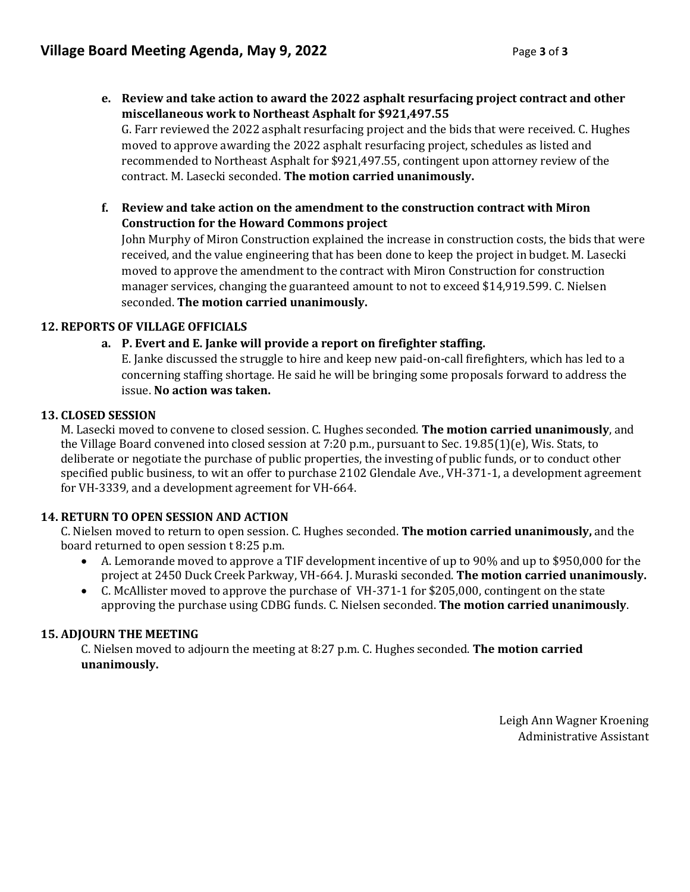**e. Review and take action to award the 2022 asphalt resurfacing project contract and other miscellaneous work to Northeast Asphalt for $921,497.55**

G. Farr reviewed the 2022 asphalt resurfacing project and the bids that were received. C. Hughes moved to approve awarding the 2022 asphalt resurfacing project, schedules as listed and recommended to Northeast Asphalt for $921,497.55, contingent upon attorney review of the contract. M. Lasecki seconded. **The motion carried unanimously.**

**f. Review and take action on the amendment to the construction contract with Miron Construction for the Howard Commons project**

John Murphy of Miron Construction explained the increase in construction costs, the bids that were received, and the value engineering that has been done to keep the project in budget. M. Lasecki moved to approve the amendment to the contract with Miron Construction for construction manager services, changing the guaranteed amount to not to exceed $14,919.599. C. Nielsen seconded. **The motion carried unanimously.**

## 12. REPORTS OF VILLAGE OFFICIALS

**a. P. Evert and E. Janke will provide a report on firefighter staffing.**

E. Janke discussed the struggle to hire and keep new paid-on-call firefighters, which has led to a concerning staffing shortage. He said he will be bringing some proposals forward to address the issue. **No action was taken.**

## 13. CLOSED SESSION

M. Lasecki moved to convene to closed session. C. Hughes seconded. **The motion carried unanimously**, and the Village Board convened into closed session at 7:20 p.m., pursuant to Sec. 19.85(1)(e), Wis. Stats, to deliberate or negotiate the purchase of public properties, the investing of public funds, or to conduct other specified public business, to wit an offer to purchase 2102 Glendale Ave., VH-371-1, a development agreement for VH-3339, and a development agreement for VH-664.

## 14. RETURN TO OPEN SESSION AND ACTION

C. Nielsen moved to return to open session. C. Hughes seconded. **The motion carried unanimously,** and the board returned to open session t 8:25 p.m.

- A. Lemorande moved to approve a TIF development incentive of up to 90% and up to $950,000 for the project at 2450 Duck Creek Parkway, VH-664. J. Muraski seconded. **The motion carried unanimously.**
- C. McAllister moved to approve the purchase of VH-371-1 for $205,000, contingent on the state approving the purchase using CDBG funds. C. Nielsen seconded. **The motion carried unanimously**.

## 15. ADJOURN THE MEETING

C. Nielsen moved to adjourn the meeting at 8:27 p.m. C. Hughes seconded. **The motion carried unanimously.**

Leigh Ann Wagner Kroening
Administrative Assistant